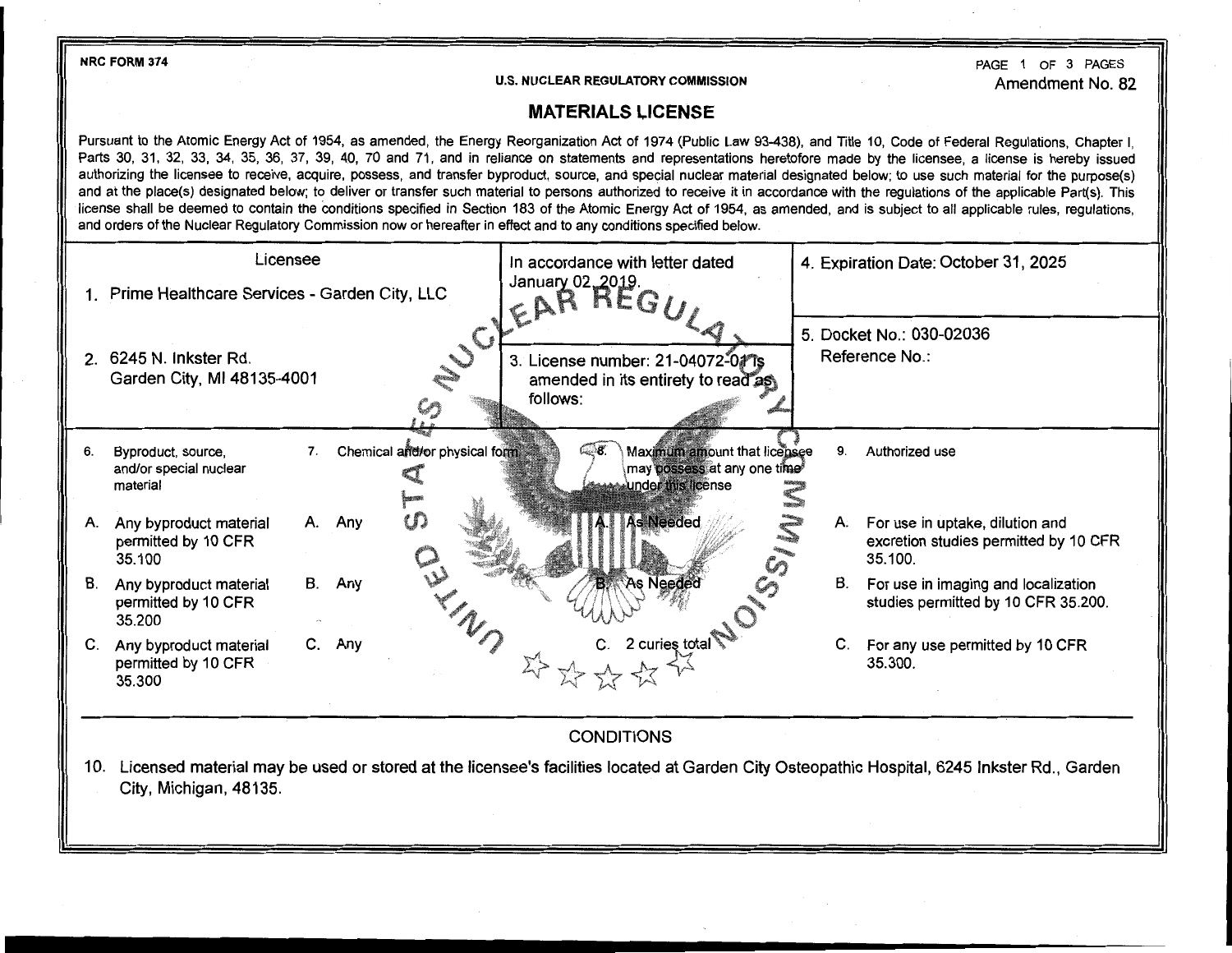NRC FORM 374

U.S. NUCLEAR REGULATORY COMMISSION

Amendment No. 82

# MATERIALS LICENSE

Pursuant to the Atomic Energy Act of 1954, as amended, the Energy Reorganization Act of 1974 (Public Law 93-438), and Title 10, Code of Federal Regulations, Chapter I, Parts 30, 31, 32, 33, 34, 35, 36, 37, 39, 40, 70 and 71, and in reliance on statements and representations heretofore made by the licensee, a license is hereby issued authorizing the licensee to receive, acquire, possess, and transfer byproduct, source, and special nuclear material designated below; to use such material for the purpose(s) and at the place(s) designated below; to deliver or transfer such material to persons authorized to receive it in accordance with the regulations of the applicable Part(s). This license shall be deemed to contain the conditions specified in Section 183 of the Atomic Energy Act of 1954, as amended, and is subject to all applicable rules, regulations, and orders of the Nuclear Regulatory Commission now or hereafter in effect and to any conditions specified below.

| Licensee | | |
|---|---|---|
| 1. Prime Healthcare Services - Garden City, LLC | In accordance with letter dated January 02, 2019. | 4. Expiration Date: October 31, 2025 |
| 2. 6245 N. Inkster Rd. Garden City, MI 48135-4001 | 3. License number: 21-04072-01 is amended in its entirety to read as follows: | 5. Docket No.: 030-02036 Reference No.: |

| 6. Byproduct, source, and/or special nuclear material | 7. Chemical and/or physical form | 8. Maximum amount that licensee may possess at any one time under this license | 9. Authorized use |
|---|---|---|---|
| A. Any byproduct material permitted by 10 CFR 35.100 | A. Any | A. As Needed | A. For use in uptake, dilution and excretion studies permitted by 10 CFR 35.100. |
| B. Any byproduct material permitted by 10 CFR 35.200 | B. Any | B. As Needed | B. For use in imaging and localization studies permitted by 10 CFR 35.200. |
| C. Any byproduct material permitted by 10 CFR 35.300 | C. Any | C. 2 curies total | C. For any use permitted by 10 CFR 35.300. |

## CONDITIONS

10. Licensed material may be used or stored at the licensee's facilities located at Garden City Osteopathic Hospital, 6245 Inkster Rd., Garden City, Michigan, 48135.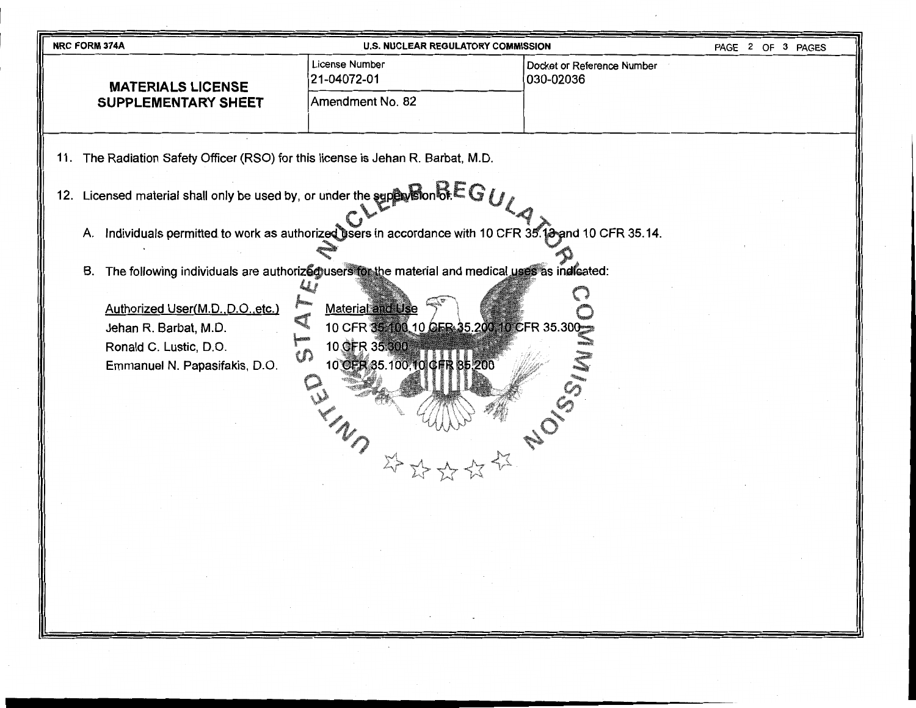NRC FORM 374A — U.S. NUCLEAR REGULATORY COMMISSION

| MATERIALS LICENSE SUPPLEMENTARY SHEET | License Number 21-04072-01 | Docket or Reference Number 030-02036 |
|---|---|---|
| | Amendment No. 82 | |

11. The Radiation Safety Officer (RSO) for this license is Jehan R. Barbat, M.D.

12. Licensed material shall only be used by, or under the supervision of:

    A. Individuals permitted to work as authorized users in accordance with 10 CFR 35.13 and 10 CFR 35.14.

    B. The following individuals are authorized users for the material and medical uses as indicated:

| Authorized User(M.D.,D.O.,etc.) | Material and Use |
|---|---|
| Jehan R. Barbat, M.D. | 10 CFR 35.100,10 CFR 35.200,10 CFR 35.300 |
| Ronald C. Lustic, D.O. | 10 CFR 35.300 |
| Emmanuel N. Papasifakis, D.O. | 10 CFR 35.100,10 CFR 35.200 |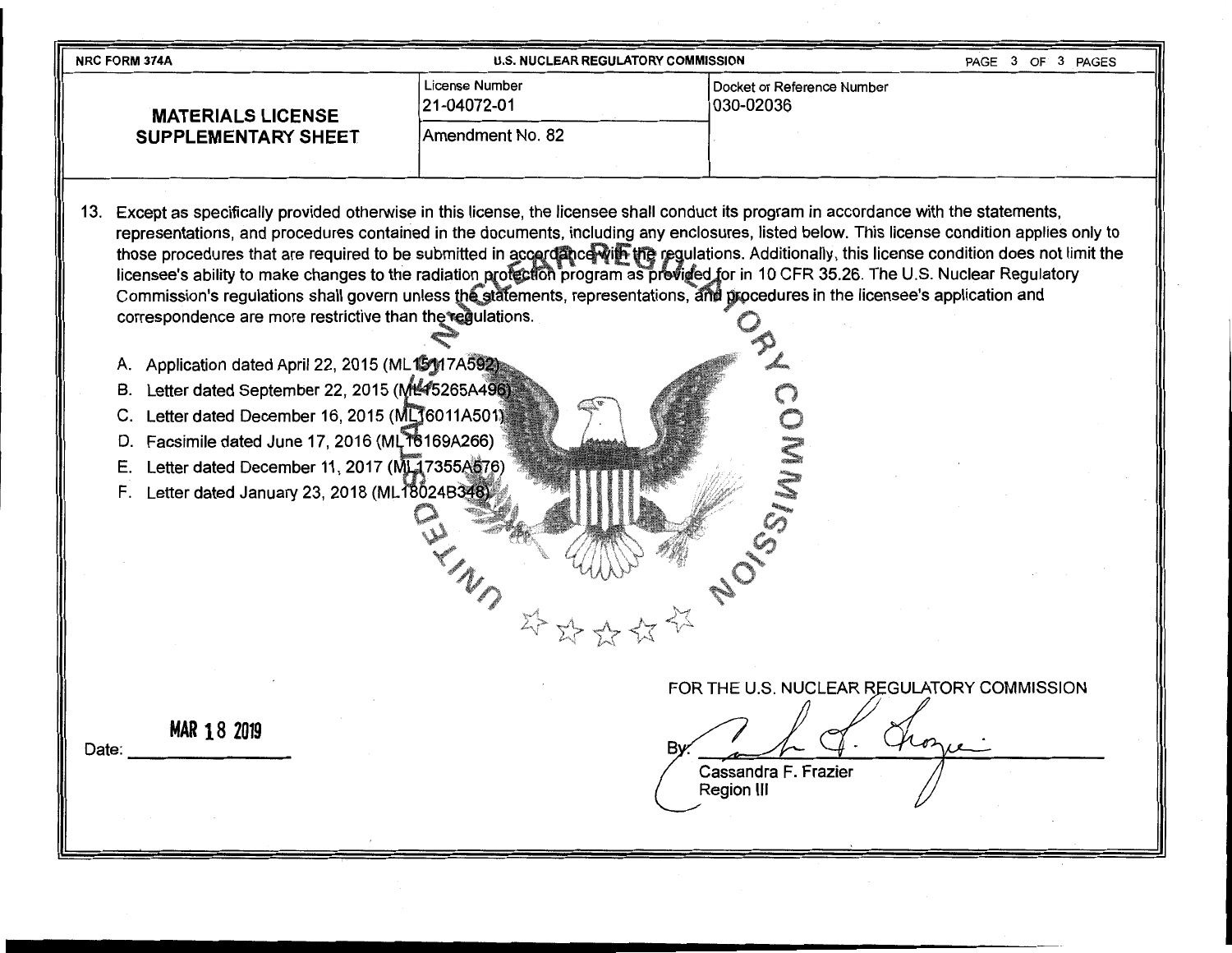NRC FORM 374A U.S. NUCLEAR REGULATORY COMMISSION

| | | |
|---|---|---|
| **MATERIALS LICENSE SUPPLEMENTARY SHEET** | License Number 21-04072-01 | Docket or Reference Number 030-02036 |
| | Amendment No. 82 | |

13. Except as specifically provided otherwise in this license, the licensee shall conduct its program in accordance with the statements, representations, and procedures contained in the documents, including any enclosures, listed below. This license condition applies only to those procedures that are required to be submitted in accordance with the regulations. Additionally, this license condition does not limit the licensee's ability to make changes to the radiation protection program as provided for in 10 CFR 35.26. The U.S. Nuclear Regulatory Commission's regulations shall govern unless the statements, representations, and procedures in the licensee's application and correspondence are more restrictive than the regulations.

   A. Application dated April 22, 2015 (ML15117A592)
   B. Letter dated September 22, 2015 (ML15265A496)
   C. Letter dated December 16, 2015 (ML16011A501)
   D. Facsimile dated June 17, 2016 (ML16169A266)
   E. Letter dated December 11, 2017 (ML17355A576)
   F. Letter dated January 23, 2018 (ML18024B348)

FOR THE U.S. NUCLEAR REGULATORY COMMISSION

Date: MAR 18 2019

By: Cassandra F. Frazier
Region III